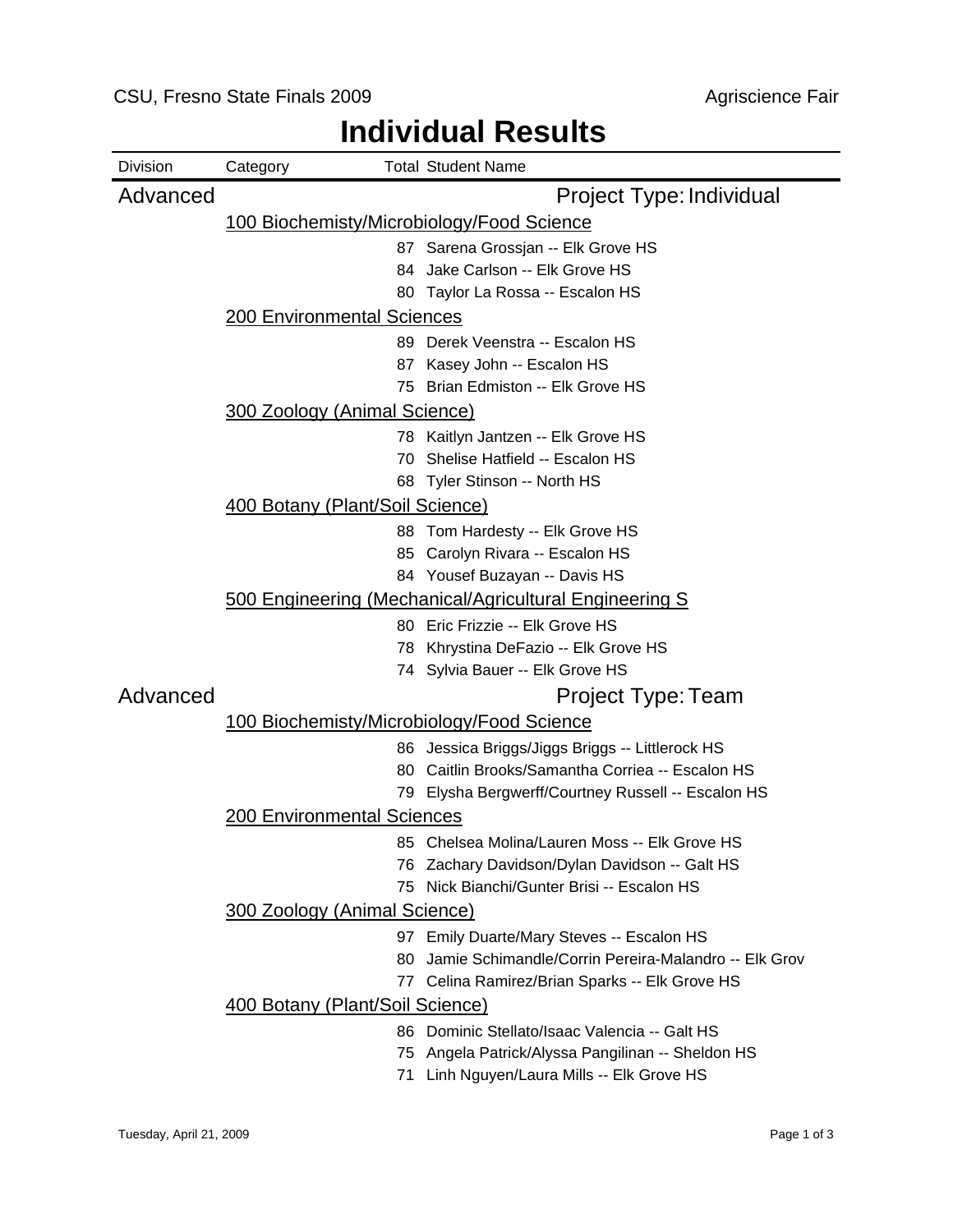# Individual Results

CSU, Fresno State Finals 2009 — Agriscience Fair

| Division | Category | Total | Student Name |
|---|---|---|---|
| **Advanced** | | | **Project Type: Individual** |
| | 100 Biochemisty/Microbiology/Food Science | | |
| | | 87 | Sarena Grossjan -- Elk Grove HS |
| | | 84 | Jake Carlson -- Elk Grove HS |
| | | 80 | Taylor La Rossa -- Escalon HS |
| | 200 Environmental Sciences | | |
| | | 89 | Derek Veenstra -- Escalon HS |
| | | 87 | Kasey John -- Escalon HS |
| | | 75 | Brian Edmiston -- Elk Grove HS |
| | 300 Zoology (Animal Science) | | |
| | | 78 | Kaitlyn Jantzen -- Elk Grove HS |
| | | 70 | Shelise Hatfield -- Escalon HS |
| | | 68 | Tyler Stinson -- North HS |
| | 400 Botany (Plant/Soil Science) | | |
| | | 88 | Tom Hardesty -- Elk Grove HS |
| | | 85 | Carolyn Rivara -- Escalon HS |
| | | 84 | Yousef Buzayan -- Davis HS |
| | 500 Engineering (Mechanical/Agricultural Engineering S | | |
| | | 80 | Eric Frizzie -- Elk Grove HS |
| | | 78 | Khrystina DeFazio -- Elk Grove HS |
| | | 74 | Sylvia Bauer -- Elk Grove HS |
| **Advanced** | | | **Project Type: Team** |
| | 100 Biochemisty/Microbiology/Food Science | | |
| | | 86 | Jessica Briggs/Jiggs Briggs -- Littlerock HS |
| | | 80 | Caitlin Brooks/Samantha Corriea -- Escalon HS |
| | | 79 | Elysha Bergwerff/Courtney Russell -- Escalon HS |
| | 200 Environmental Sciences | | |
| | | 85 | Chelsea Molina/Lauren Moss -- Elk Grove HS |
| | | 76 | Zachary Davidson/Dylan Davidson -- Galt HS |
| | | 75 | Nick Bianchi/Gunter Brisi -- Escalon HS |
| | 300 Zoology (Animal Science) | | |
| | | 97 | Emily Duarte/Mary Steves -- Escalon HS |
| | | 80 | Jamie Schimandle/Corrin Pereira-Malandro -- Elk Grov |
| | | 77 | Celina Ramirez/Brian Sparks -- Elk Grove HS |
| | 400 Botany (Plant/Soil Science) | | |
| | | 86 | Dominic Stellato/Isaac Valencia -- Galt HS |
| | | 75 | Angela Patrick/Alyssa Pangilinan -- Sheldon HS |
| | | 71 | Linh Nguyen/Laura Mills -- Elk Grove HS |

Tuesday, April 21, 2009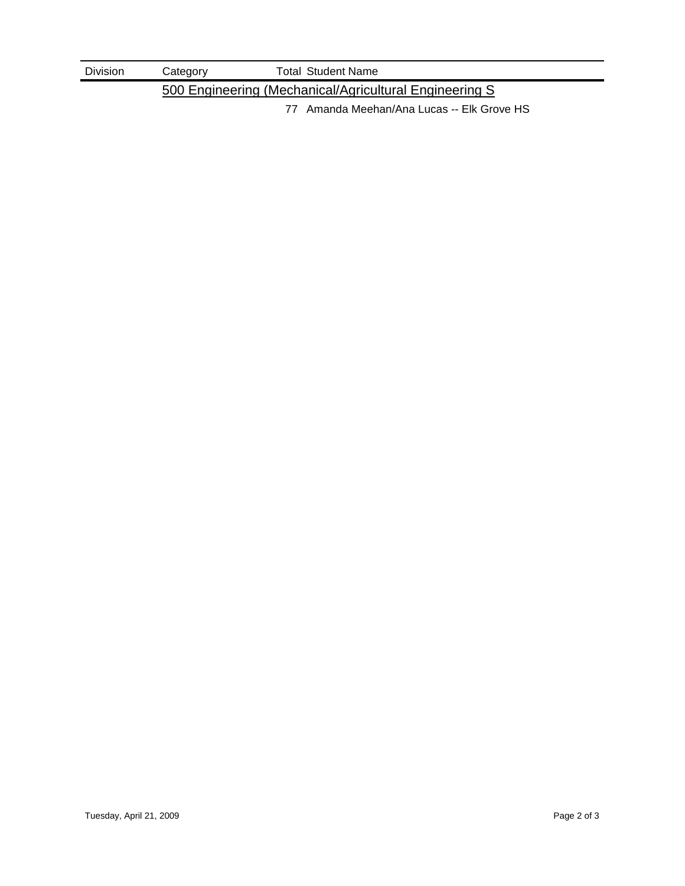| Division | Category | Total | Student Name |
| --- | --- | --- | --- |
| | 500 Engineering (Mechanical/Agricultural Engineering S | | |
| | | 77 | Amanda Meehan/Ana Lucas -- Elk Grove HS |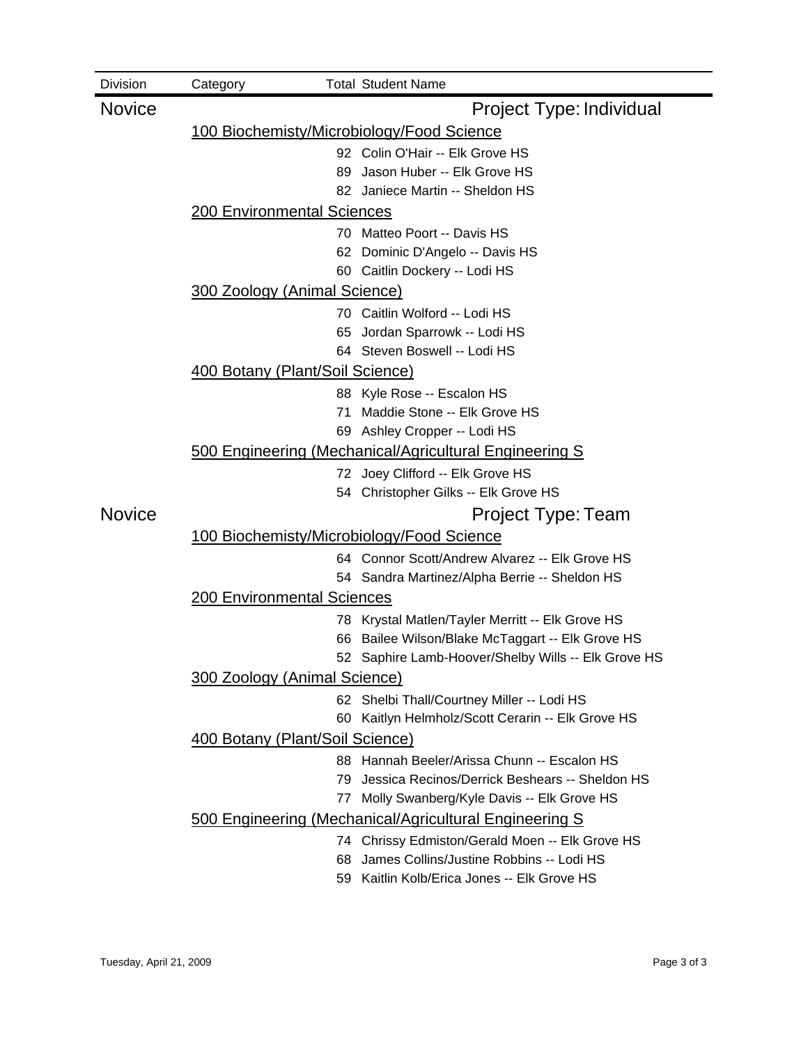| Division | Category | Total | Student Name |
|---|---|---|---|

## Novice — Project Type: Individual

### 100 Biochemisty/Microbiology/Food Science

| Total | Student Name |
|---|---|
| 92 | Colin O'Hair -- Elk Grove HS |
| 89 | Jason Huber -- Elk Grove HS |
| 82 | Janiece Martin -- Sheldon HS |

### 200 Environmental Sciences

| Total | Student Name |
|---|---|
| 70 | Matteo Poort -- Davis HS |
| 62 | Dominic D'Angelo -- Davis HS |
| 60 | Caitlin Dockery -- Lodi HS |

### 300 Zoology (Animal Science)

| Total | Student Name |
|---|---|
| 70 | Caitlin Wolford -- Lodi HS |
| 65 | Jordan Sparrowk -- Lodi HS |
| 64 | Steven Boswell -- Lodi HS |

### 400 Botany (Plant/Soil Science)

| Total | Student Name |
|---|---|
| 88 | Kyle Rose -- Escalon HS |
| 71 | Maddie Stone -- Elk Grove HS |
| 69 | Ashley Cropper -- Lodi HS |

### 500 Engineering (Mechanical/Agricultural Engineering S

| Total | Student Name |
|---|---|
| 72 | Joey Clifford -- Elk Grove HS |
| 54 | Christopher Gilks -- Elk Grove HS |

## Novice — Project Type: Team

### 100 Biochemisty/Microbiology/Food Science

| Total | Student Name |
|---|---|
| 64 | Connor Scott/Andrew Alvarez -- Elk Grove HS |
| 54 | Sandra Martinez/Alpha Berrie -- Sheldon HS |

### 200 Environmental Sciences

| Total | Student Name |
|---|---|
| 78 | Krystal Matlen/Tayler Merritt -- Elk Grove HS |
| 66 | Bailee Wilson/Blake McTaggart -- Elk Grove HS |
| 52 | Saphire Lamb-Hoover/Shelby Wills -- Elk Grove HS |

### 300 Zoology (Animal Science)

| Total | Student Name |
|---|---|
| 62 | Shelbi Thall/Courtney Miller -- Lodi HS |
| 60 | Kaitlyn Helmholz/Scott Cerarin -- Elk Grove HS |

### 400 Botany (Plant/Soil Science)

| Total | Student Name |
|---|---|
| 88 | Hannah Beeler/Arissa Chunn -- Escalon HS |
| 79 | Jessica Recinos/Derrick Beshears -- Sheldon HS |
| 77 | Molly Swanberg/Kyle Davis -- Elk Grove HS |

### 500 Engineering (Mechanical/Agricultural Engineering S

| Total | Student Name |
|---|---|
| 74 | Chrissy Edmiston/Gerald Moen -- Elk Grove HS |
| 68 | James Collins/Justine Robbins -- Lodi HS |
| 59 | Kaitlin Kolb/Erica Jones -- Elk Grove HS |

Tuesday, April 21, 2009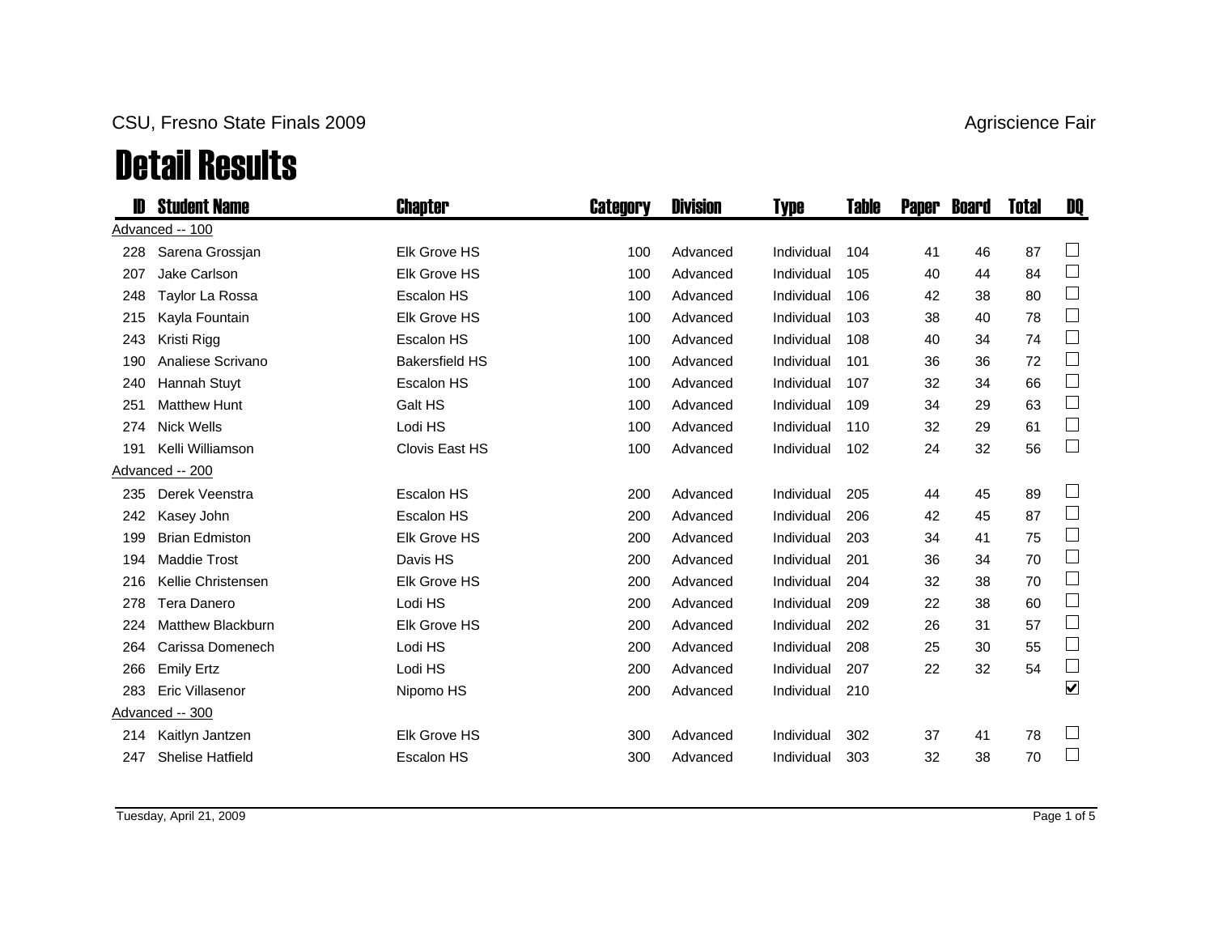CSU, Fresno State Finals 2009

Agriscience Fair

# Detail Results

| ID | Student Name | Chapter | Category | Division | Type | Table | Paper | Board | Total | DQ |
|---|---|---|---|---|---|---|---|---|---|---|
| **Advanced -- 100** | | | | | | | | | | |
| 228 | Sarena Grossjan | Elk Grove HS | 100 | Advanced | Individual | 104 | 41 | 46 | 87 | ☐ |
| 207 | Jake Carlson | Elk Grove HS | 100 | Advanced | Individual | 105 | 40 | 44 | 84 | ☐ |
| 248 | Taylor La Rossa | Escalon HS | 100 | Advanced | Individual | 106 | 42 | 38 | 80 | ☐ |
| 215 | Kayla Fountain | Elk Grove HS | 100 | Advanced | Individual | 103 | 38 | 40 | 78 | ☐ |
| 243 | Kristi Rigg | Escalon HS | 100 | Advanced | Individual | 108 | 40 | 34 | 74 | ☐ |
| 190 | Analiese Scrivano | Bakersfield HS | 100 | Advanced | Individual | 101 | 36 | 36 | 72 | ☐ |
| 240 | Hannah Stuyt | Escalon HS | 100 | Advanced | Individual | 107 | 32 | 34 | 66 | ☐ |
| 251 | Matthew Hunt | Galt HS | 100 | Advanced | Individual | 109 | 34 | 29 | 63 | ☐ |
| 274 | Nick Wells | Lodi HS | 100 | Advanced | Individual | 110 | 32 | 29 | 61 | ☐ |
| 191 | Kelli Williamson | Clovis East HS | 100 | Advanced | Individual | 102 | 24 | 32 | 56 | ☐ |
| **Advanced -- 200** | | | | | | | | | | |
| 235 | Derek Veenstra | Escalon HS | 200 | Advanced | Individual | 205 | 44 | 45 | 89 | ☐ |
| 242 | Kasey John | Escalon HS | 200 | Advanced | Individual | 206 | 42 | 45 | 87 | ☐ |
| 199 | Brian Edmiston | Elk Grove HS | 200 | Advanced | Individual | 203 | 34 | 41 | 75 | ☐ |
| 194 | Maddie Trost | Davis HS | 200 | Advanced | Individual | 201 | 36 | 34 | 70 | ☐ |
| 216 | Kellie Christensen | Elk Grove HS | 200 | Advanced | Individual | 204 | 32 | 38 | 70 | ☐ |
| 278 | Tera Danero | Lodi HS | 200 | Advanced | Individual | 209 | 22 | 38 | 60 | ☐ |
| 224 | Matthew Blackburn | Elk Grove HS | 200 | Advanced | Individual | 202 | 26 | 31 | 57 | ☐ |
| 264 | Carissa Domenech | Lodi HS | 200 | Advanced | Individual | 208 | 25 | 30 | 55 | ☐ |
| 266 | Emily Ertz | Lodi HS | 200 | Advanced | Individual | 207 | 22 | 32 | 54 | ☐ |
| 283 | Eric Villasenor | Nipomo HS | 200 | Advanced | Individual | 210 | | | | ☑ |
| **Advanced -- 300** | | | | | | | | | | |
| 214 | Kaitlyn Jantzen | Elk Grove HS | 300 | Advanced | Individual | 302 | 37 | 41 | 78 | ☐ |
| 247 | Shelise Hatfield | Escalon HS | 300 | Advanced | Individual | 303 | 32 | 38 | 70 | ☐ |

Tuesday, April 21, 2009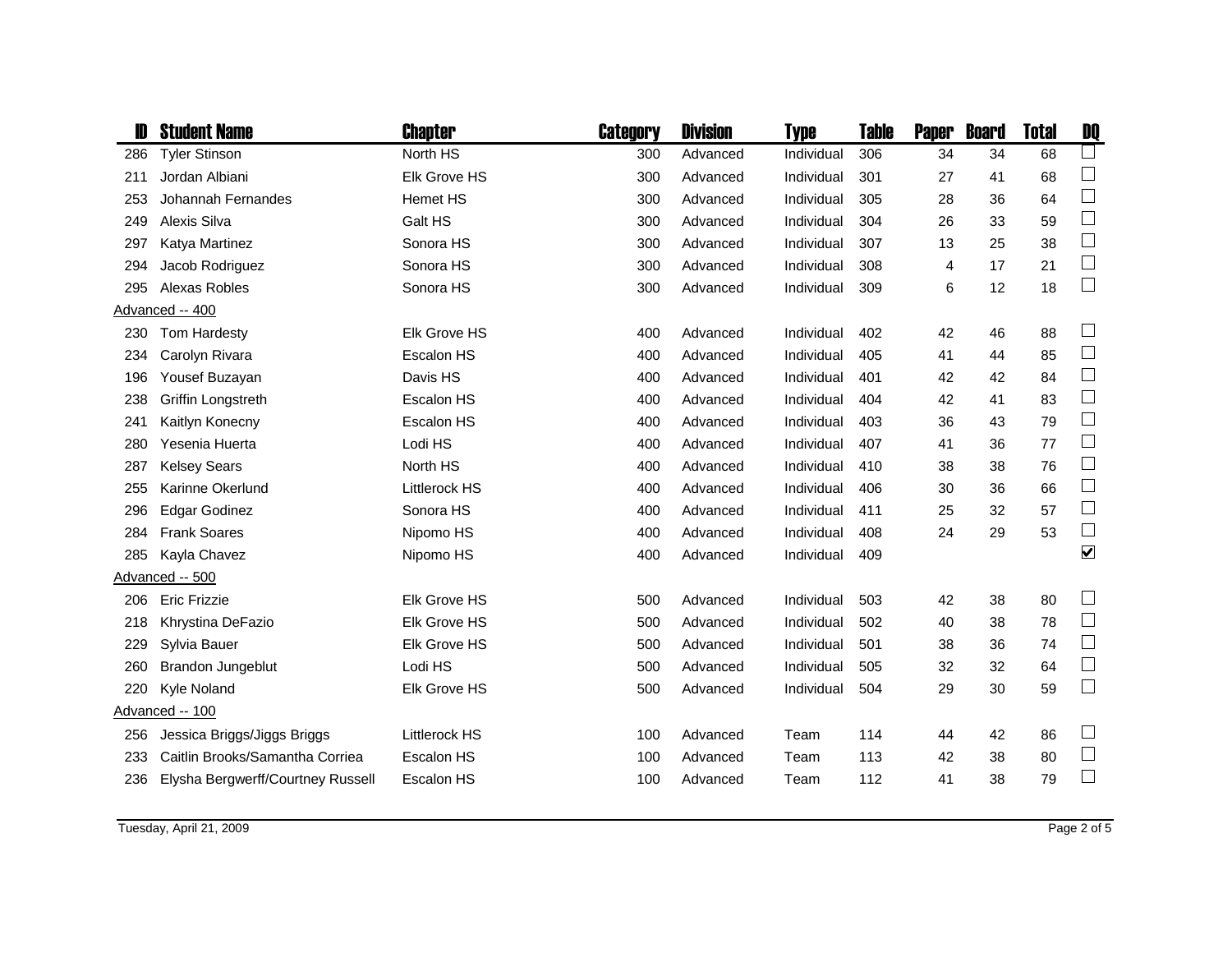| ID | Student Name | Chapter | Category | Division | Type | Table | Paper | Board | Total | DQ |
|---|---|---|---|---|---|---|---|---|---|---|
| 286 | Tyler Stinson | North HS | 300 | Advanced | Individual | 306 | 34 | 34 | 68 | ☐ |
| 211 | Jordan Albiani | Elk Grove HS | 300 | Advanced | Individual | 301 | 27 | 41 | 68 | ☐ |
| 253 | Johannah Fernandes | Hemet HS | 300 | Advanced | Individual | 305 | 28 | 36 | 64 | ☐ |
| 249 | Alexis Silva | Galt HS | 300 | Advanced | Individual | 304 | 26 | 33 | 59 | ☐ |
| 297 | Katya Martinez | Sonora HS | 300 | Advanced | Individual | 307 | 13 | 25 | 38 | ☐ |
| 294 | Jacob Rodriguez | Sonora HS | 300 | Advanced | Individual | 308 | 4 | 17 | 21 | ☐ |
| 295 | Alexas Robles | Sonora HS | 300 | Advanced | Individual | 309 | 6 | 12 | 18 | ☐ |
| Advanced -- 400 | | | | | | | | | | |
| 230 | Tom Hardesty | Elk Grove HS | 400 | Advanced | Individual | 402 | 42 | 46 | 88 | ☐ |
| 234 | Carolyn Rivara | Escalon HS | 400 | Advanced | Individual | 405 | 41 | 44 | 85 | ☐ |
| 196 | Yousef Buzayan | Davis HS | 400 | Advanced | Individual | 401 | 42 | 42 | 84 | ☐ |
| 238 | Griffin Longstreth | Escalon HS | 400 | Advanced | Individual | 404 | 42 | 41 | 83 | ☐ |
| 241 | Kaitlyn Konecny | Escalon HS | 400 | Advanced | Individual | 403 | 36 | 43 | 79 | ☐ |
| 280 | Yesenia Huerta | Lodi HS | 400 | Advanced | Individual | 407 | 41 | 36 | 77 | ☐ |
| 287 | Kelsey Sears | North HS | 400 | Advanced | Individual | 410 | 38 | 38 | 76 | ☐ |
| 255 | Karinne Okerlund | Littlerock HS | 400 | Advanced | Individual | 406 | 30 | 36 | 66 | ☐ |
| 296 | Edgar Godinez | Sonora HS | 400 | Advanced | Individual | 411 | 25 | 32 | 57 | ☐ |
| 284 | Frank Soares | Nipomo HS | 400 | Advanced | Individual | 408 | 24 | 29 | 53 | ☐ |
| 285 | Kayla Chavez | Nipomo HS | 400 | Advanced | Individual | 409 | | | | ☑ |
| Advanced -- 500 | | | | | | | | | | |
| 206 | Eric Frizzie | Elk Grove HS | 500 | Advanced | Individual | 503 | 42 | 38 | 80 | ☐ |
| 218 | Khrystina DeFazio | Elk Grove HS | 500 | Advanced | Individual | 502 | 40 | 38 | 78 | ☐ |
| 229 | Sylvia Bauer | Elk Grove HS | 500 | Advanced | Individual | 501 | 38 | 36 | 74 | ☐ |
| 260 | Brandon Jungeblut | Lodi HS | 500 | Advanced | Individual | 505 | 32 | 32 | 64 | ☐ |
| 220 | Kyle Noland | Elk Grove HS | 500 | Advanced | Individual | 504 | 29 | 30 | 59 | ☐ |
| Advanced -- 100 | | | | | | | | | | |
| 256 | Jessica Briggs/Jiggs Briggs | Littlerock HS | 100 | Advanced | Team | 114 | 44 | 42 | 86 | ☐ |
| 233 | Caitlin Brooks/Samantha Corriea | Escalon HS | 100 | Advanced | Team | 113 | 42 | 38 | 80 | ☐ |
| 236 | Elysha Bergwerff/Courtney Russell | Escalon HS | 100 | Advanced | Team | 112 | 41 | 38 | 79 | ☐ |

Tuesday, April 21, 2009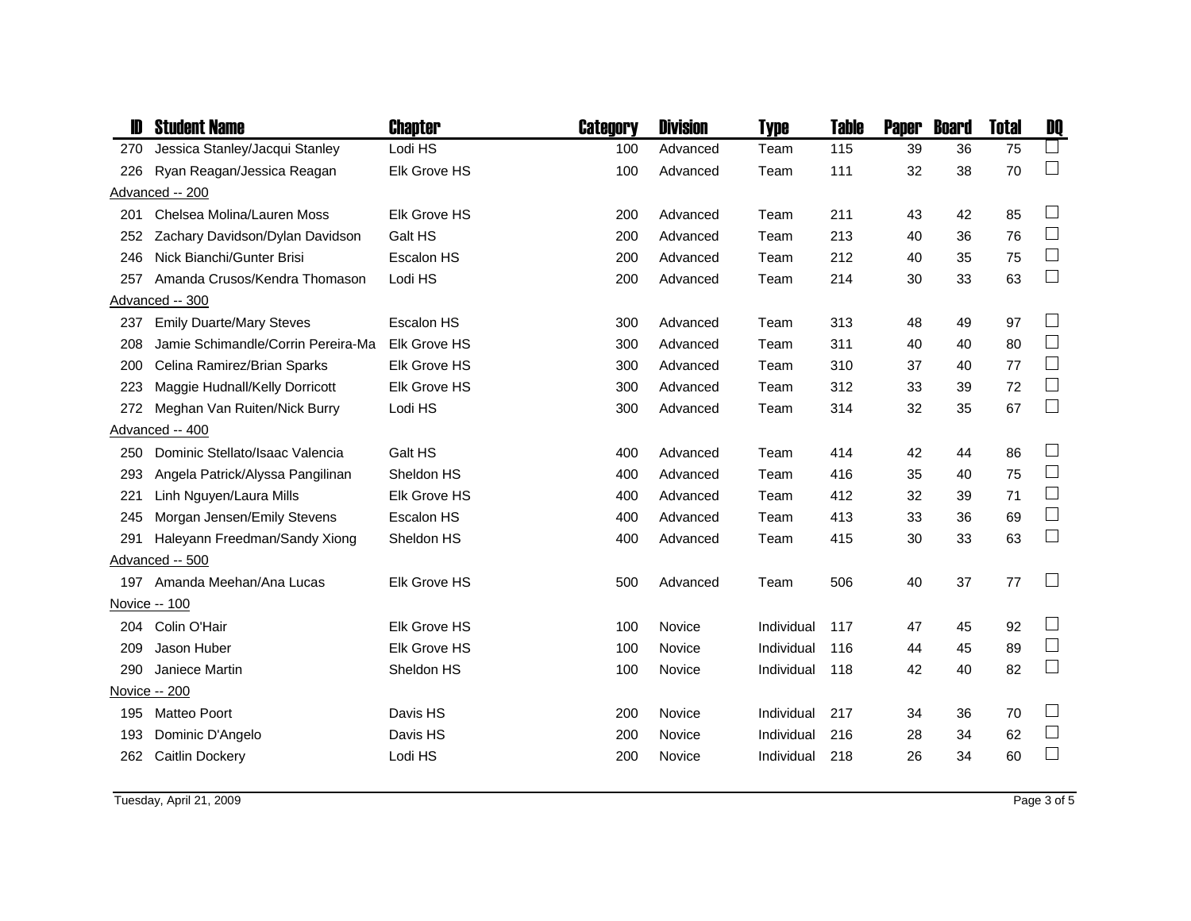| ID | Student Name | Chapter | Category | Division | Type | Table | Paper | Board | Total | DQ |
|---|---|---|---|---|---|---|---|---|---|---|
| 270 | Jessica Stanley/Jacqui Stanley | Lodi HS | 100 | Advanced | Team | 115 | 39 | 36 | 75 | ☐ |
| 226 | Ryan Reagan/Jessica Reagan | Elk Grove HS | 100 | Advanced | Team | 111 | 32 | 38 | 70 | ☐ |
| Advanced -- 200 | | | | | | | | | | |
| 201 | Chelsea Molina/Lauren Moss | Elk Grove HS | 200 | Advanced | Team | 211 | 43 | 42 | 85 | ☐ |
| 252 | Zachary Davidson/Dylan Davidson | Galt HS | 200 | Advanced | Team | 213 | 40 | 36 | 76 | ☐ |
| 246 | Nick Bianchi/Gunter Brisi | Escalon HS | 200 | Advanced | Team | 212 | 40 | 35 | 75 | ☐ |
| 257 | Amanda Crusos/Kendra Thomason | Lodi HS | 200 | Advanced | Team | 214 | 30 | 33 | 63 | ☐ |
| Advanced -- 300 | | | | | | | | | | |
| 237 | Emily Duarte/Mary Steves | Escalon HS | 300 | Advanced | Team | 313 | 48 | 49 | 97 | ☐ |
| 208 | Jamie Schimandle/Corrin Pereira-Ma | Elk Grove HS | 300 | Advanced | Team | 311 | 40 | 40 | 80 | ☐ |
| 200 | Celina Ramirez/Brian Sparks | Elk Grove HS | 300 | Advanced | Team | 310 | 37 | 40 | 77 | ☐ |
| 223 | Maggie Hudnall/Kelly Dorricott | Elk Grove HS | 300 | Advanced | Team | 312 | 33 | 39 | 72 | ☐ |
| 272 | Meghan Van Ruiten/Nick Burry | Lodi HS | 300 | Advanced | Team | 314 | 32 | 35 | 67 | ☐ |
| Advanced -- 400 | | | | | | | | | | |
| 250 | Dominic Stellato/Isaac Valencia | Galt HS | 400 | Advanced | Team | 414 | 42 | 44 | 86 | ☐ |
| 293 | Angela Patrick/Alyssa Pangilinan | Sheldon HS | 400 | Advanced | Team | 416 | 35 | 40 | 75 | ☐ |
| 221 | Linh Nguyen/Laura Mills | Elk Grove HS | 400 | Advanced | Team | 412 | 32 | 39 | 71 | ☐ |
| 245 | Morgan Jensen/Emily Stevens | Escalon HS | 400 | Advanced | Team | 413 | 33 | 36 | 69 | ☐ |
| 291 | Haleyann Freedman/Sandy Xiong | Sheldon HS | 400 | Advanced | Team | 415 | 30 | 33 | 63 | ☐ |
| Advanced -- 500 | | | | | | | | | | |
| 197 | Amanda Meehan/Ana Lucas | Elk Grove HS | 500 | Advanced | Team | 506 | 40 | 37 | 77 | ☐ |
| Novice -- 100 | | | | | | | | | | |
| 204 | Colin O'Hair | Elk Grove HS | 100 | Novice | Individual | 117 | 47 | 45 | 92 | ☐ |
| 209 | Jason Huber | Elk Grove HS | 100 | Novice | Individual | 116 | 44 | 45 | 89 | ☐ |
| 290 | Janiece Martin | Sheldon HS | 100 | Novice | Individual | 118 | 42 | 40 | 82 | ☐ |
| Novice -- 200 | | | | | | | | | | |
| 195 | Matteo Poort | Davis HS | 200 | Novice | Individual | 217 | 34 | 36 | 70 | ☐ |
| 193 | Dominic D'Angelo | Davis HS | 200 | Novice | Individual | 216 | 28 | 34 | 62 | ☐ |
| 262 | Caitlin Dockery | Lodi HS | 200 | Novice | Individual | 218 | 26 | 34 | 60 | ☐ |

Tuesday, April 21, 2009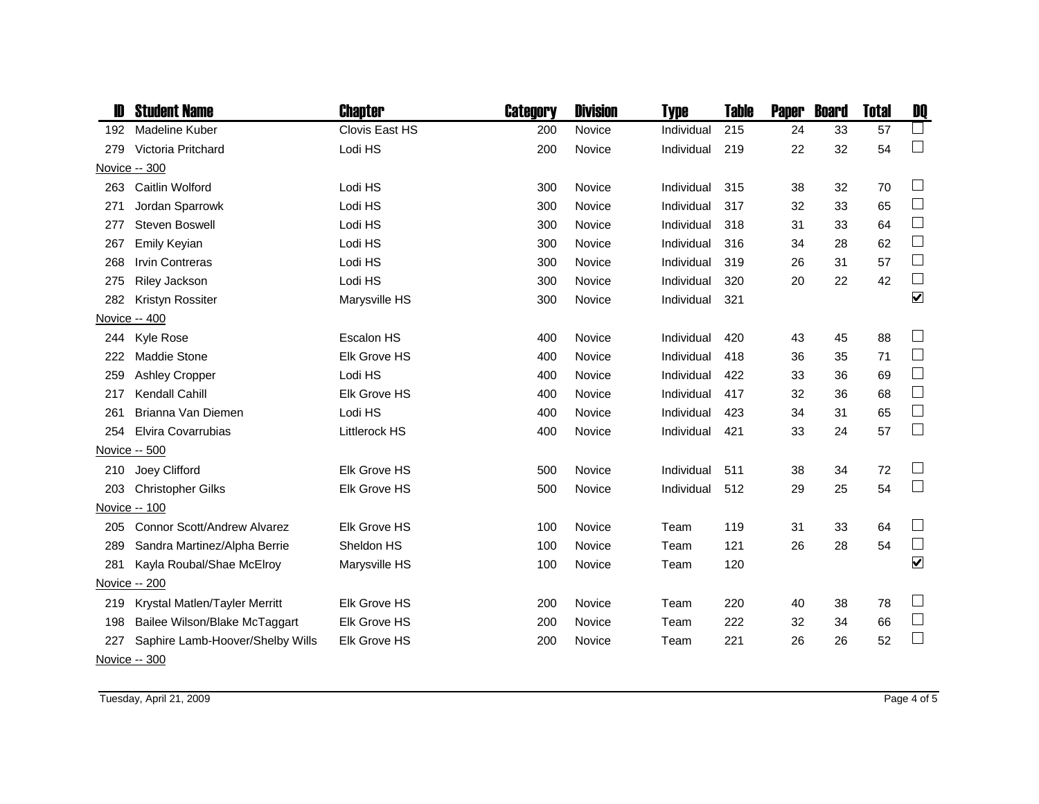| ID | Student Name | Chapter | Category | Division | Type | Table | Paper | Board | Total | DQ |
|---|---|---|---|---|---|---|---|---|---|---|
| 192 | Madeline Kuber | Clovis East HS | 200 | Novice | Individual | 215 | 24 | 33 | 57 | ☐ |
| 279 | Victoria Pritchard | Lodi HS | 200 | Novice | Individual | 219 | 22 | 32 | 54 | ☐ |
| Novice -- 300 | | | | | | | | | | |
| 263 | Caitlin Wolford | Lodi HS | 300 | Novice | Individual | 315 | 38 | 32 | 70 | ☐ |
| 271 | Jordan Sparrowk | Lodi HS | 300 | Novice | Individual | 317 | 32 | 33 | 65 | ☐ |
| 277 | Steven Boswell | Lodi HS | 300 | Novice | Individual | 318 | 31 | 33 | 64 | ☐ |
| 267 | Emily Keyian | Lodi HS | 300 | Novice | Individual | 316 | 34 | 28 | 62 | ☐ |
| 268 | Irvin Contreras | Lodi HS | 300 | Novice | Individual | 319 | 26 | 31 | 57 | ☐ |
| 275 | Riley Jackson | Lodi HS | 300 | Novice | Individual | 320 | 20 | 22 | 42 | ☐ |
| 282 | Kristyn Rossiter | Marysville HS | 300 | Novice | Individual | 321 | | | | ☑ |
| Novice -- 400 | | | | | | | | | | |
| 244 | Kyle Rose | Escalon HS | 400 | Novice | Individual | 420 | 43 | 45 | 88 | ☐ |
| 222 | Maddie Stone | Elk Grove HS | 400 | Novice | Individual | 418 | 36 | 35 | 71 | ☐ |
| 259 | Ashley Cropper | Lodi HS | 400 | Novice | Individual | 422 | 33 | 36 | 69 | ☐ |
| 217 | Kendall Cahill | Elk Grove HS | 400 | Novice | Individual | 417 | 32 | 36 | 68 | ☐ |
| 261 | Brianna Van Diemen | Lodi HS | 400 | Novice | Individual | 423 | 34 | 31 | 65 | ☐ |
| 254 | Elvira Covarrubias | Littlerock HS | 400 | Novice | Individual | 421 | 33 | 24 | 57 | ☐ |
| Novice -- 500 | | | | | | | | | | |
| 210 | Joey Clifford | Elk Grove HS | 500 | Novice | Individual | 511 | 38 | 34 | 72 | ☐ |
| 203 | Christopher Gilks | Elk Grove HS | 500 | Novice | Individual | 512 | 29 | 25 | 54 | ☐ |
| Novice -- 100 | | | | | | | | | | |
| 205 | Connor Scott/Andrew Alvarez | Elk Grove HS | 100 | Novice | Team | 119 | 31 | 33 | 64 | ☐ |
| 289 | Sandra Martinez/Alpha Berrie | Sheldon HS | 100 | Novice | Team | 121 | 26 | 28 | 54 | ☐ |
| 281 | Kayla Roubal/Shae McElroy | Marysville HS | 100 | Novice | Team | 120 | | | | ☑ |
| Novice -- 200 | | | | | | | | | | |
| 219 | Krystal Matlen/Tayler Merritt | Elk Grove HS | 200 | Novice | Team | 220 | 40 | 38 | 78 | ☐ |
| 198 | Bailee Wilson/Blake McTaggart | Elk Grove HS | 200 | Novice | Team | 222 | 32 | 34 | 66 | ☐ |
| 227 | Saphire Lamb-Hoover/Shelby Wills | Elk Grove HS | 200 | Novice | Team | 221 | 26 | 26 | 52 | ☐ |
| Novice -- 300 | | | | | | | | | | |

Tuesday, April 21, 2009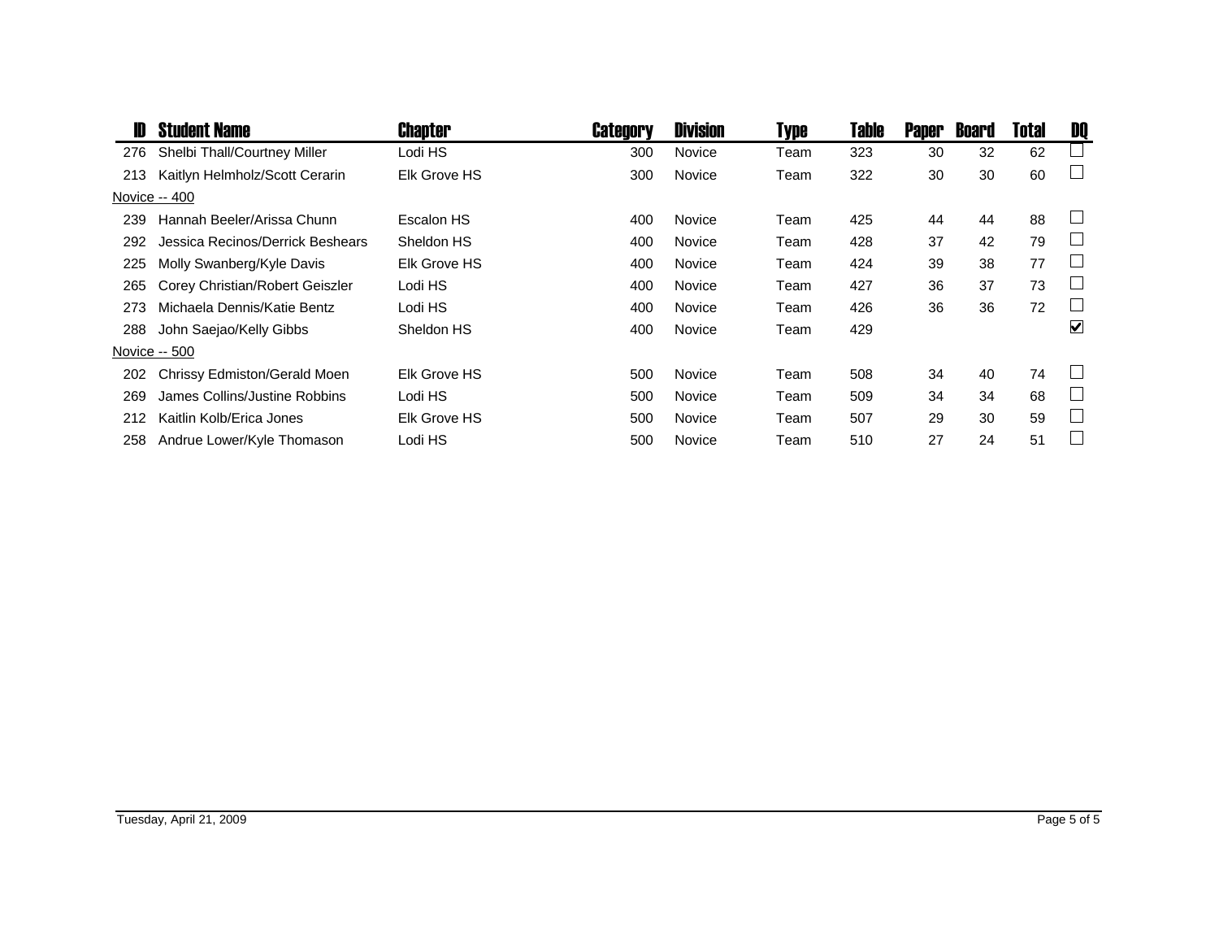| ID | Student Name | Chapter | Category | Division | Type | Table | Paper | Board | Total | DQ |
|---|---|---|---|---|---|---|---|---|---|---|
| 276 | Shelbi Thall/Courtney Miller | Lodi HS | 300 | Novice | Team | 323 | 30 | 32 | 62 | ☐ |
| 213 | Kaitlyn Helmholz/Scott Cerarin | Elk Grove HS | 300 | Novice | Team | 322 | 30 | 30 | 60 | ☐ |
| Novice -- 400 | | | | | | | | | | |
| 239 | Hannah Beeler/Arissa Chunn | Escalon HS | 400 | Novice | Team | 425 | 44 | 44 | 88 | ☐ |
| 292 | Jessica Recinos/Derrick Beshears | Sheldon HS | 400 | Novice | Team | 428 | 37 | 42 | 79 | ☐ |
| 225 | Molly Swanberg/Kyle Davis | Elk Grove HS | 400 | Novice | Team | 424 | 39 | 38 | 77 | ☐ |
| 265 | Corey Christian/Robert Geiszler | Lodi HS | 400 | Novice | Team | 427 | 36 | 37 | 73 | ☐ |
| 273 | Michaela Dennis/Katie Bentz | Lodi HS | 400 | Novice | Team | 426 | 36 | 36 | 72 | ☐ |
| 288 | John Saejao/Kelly Gibbs | Sheldon HS | 400 | Novice | Team | 429 | | | | ☑ |
| Novice -- 500 | | | | | | | | | | |
| 202 | Chrissy Edmiston/Gerald Moen | Elk Grove HS | 500 | Novice | Team | 508 | 34 | 40 | 74 | ☐ |
| 269 | James Collins/Justine Robbins | Lodi HS | 500 | Novice | Team | 509 | 34 | 34 | 68 | ☐ |
| 212 | Kaitlin Kolb/Erica Jones | Elk Grove HS | 500 | Novice | Team | 507 | 29 | 30 | 59 | ☐ |
| 258 | Andrue Lower/Kyle Thomason | Lodi HS | 500 | Novice | Team | 510 | 27 | 24 | 51 | ☐ |

Tuesday, April 21, 2009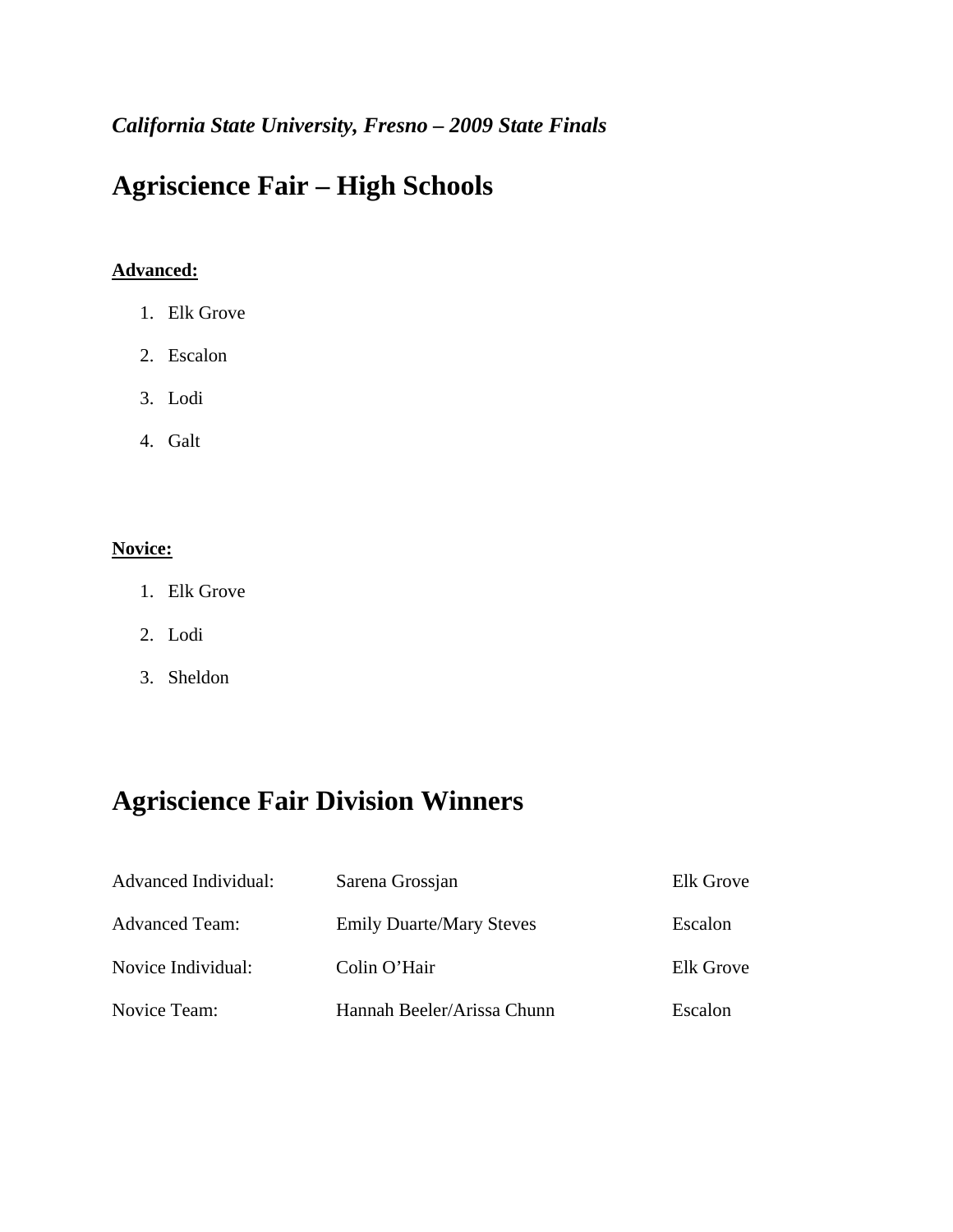*California State University, Fresno – 2009 State Finals*

# Agriscience Fair – High Schools

**Advanced:**

1. Elk Grove
2. Escalon
3. Lodi
4. Galt

**Novice:**

1. Elk Grove
2. Lodi
3. Sheldon

# Agriscience Fair Division Winners

| | | |
|---|---|---|
| Advanced Individual: | Sarena Grossjan | Elk Grove |
| Advanced Team: | Emily Duarte/Mary Steves | Escalon |
| Novice Individual: | Colin O'Hair | Elk Grove |
| Novice Team: | Hannah Beeler/Arissa Chunn | Escalon |